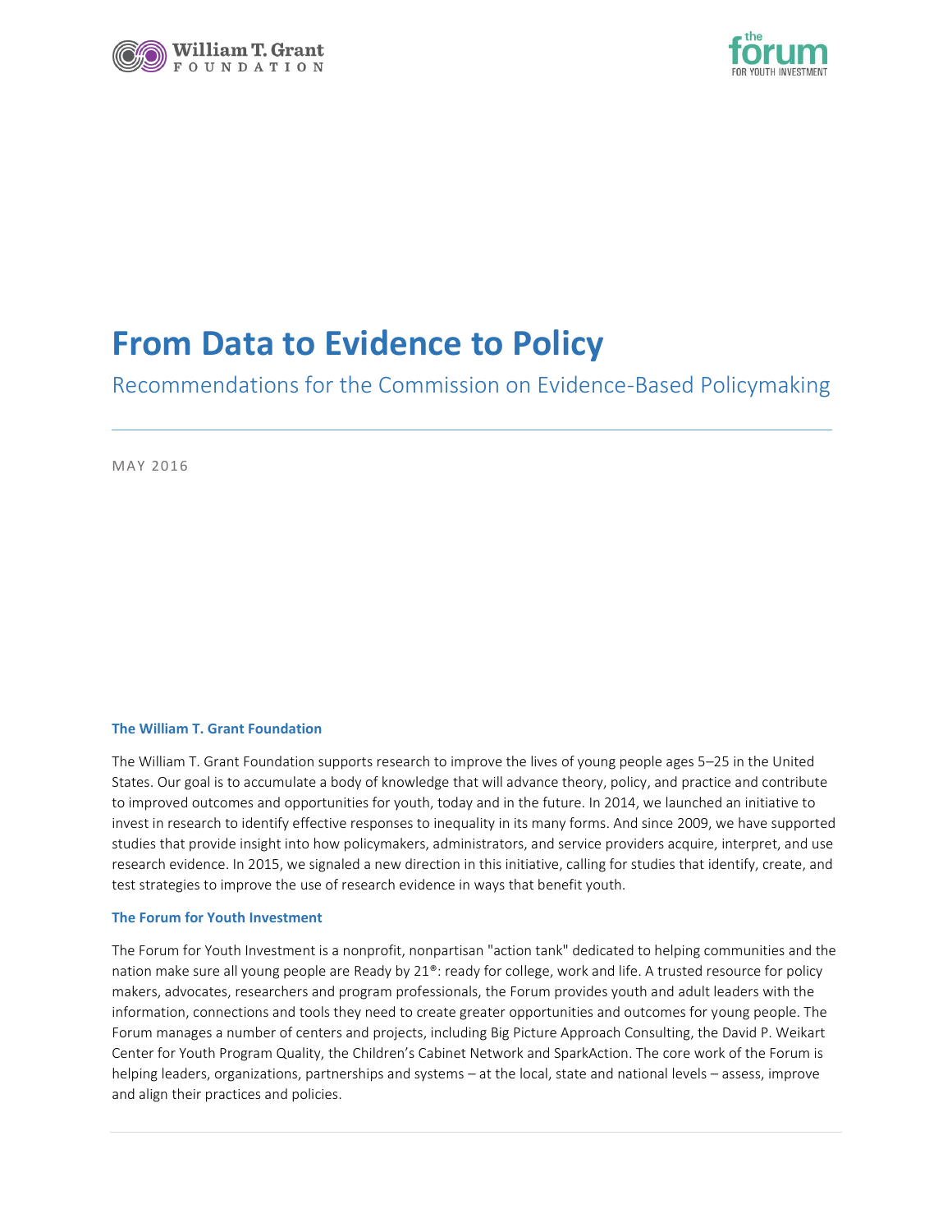William T. Grant FOUNDATION

the forum FOR YOUTH INVESTMENT

# From Data to Evidence to Policy

## Recommendations for the Commission on Evidence-Based Policymaking

---

MAY 2016

### The William T. Grant Foundation

The William T. Grant Foundation supports research to improve the lives of young people ages 5–25 in the United States. Our goal is to accumulate a body of knowledge that will advance theory, policy, and practice and contribute to improved outcomes and opportunities for youth, today and in the future. In 2014, we launched an initiative to invest in research to identify effective responses to inequality in its many forms. And since 2009, we have supported studies that provide insight into how policymakers, administrators, and service providers acquire, interpret, and use research evidence. In 2015, we signaled a new direction in this initiative, calling for studies that identify, create, and test strategies to improve the use of research evidence in ways that benefit youth.

### The Forum for Youth Investment

The Forum for Youth Investment is a nonprofit, nonpartisan "action tank" dedicated to helping communities and the nation make sure all young people are Ready by 21®: ready for college, work and life. A trusted resource for policy makers, advocates, researchers and program professionals, the Forum provides youth and adult leaders with the information, connections and tools they need to create greater opportunities and outcomes for young people. The Forum manages a number of centers and projects, including Big Picture Approach Consulting, the David P. Weikart Center for Youth Program Quality, the Children's Cabinet Network and SparkAction. The core work of the Forum is helping leaders, organizations, partnerships and systems – at the local, state and national levels – assess, improve and align their practices and policies.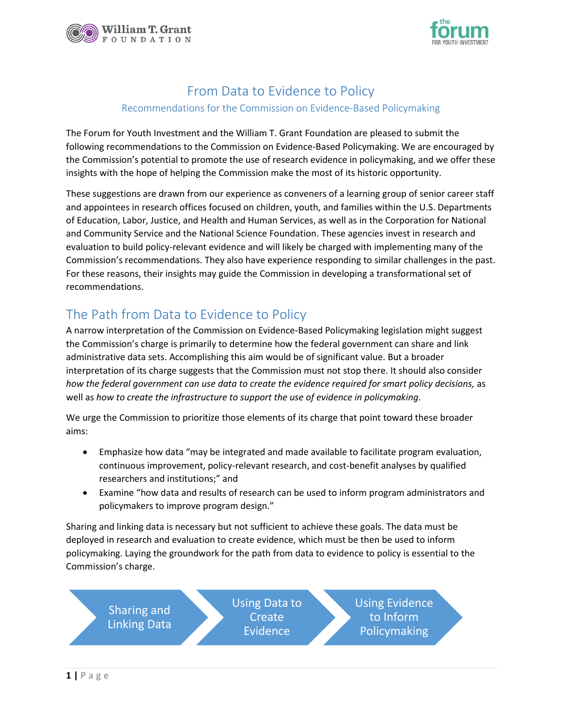# From Data to Evidence to Policy

## Recommendations for the Commission on Evidence-Based Policymaking

The Forum for Youth Investment and the William T. Grant Foundation are pleased to submit the following recommendations to the Commission on Evidence-Based Policymaking. We are encouraged by the Commission's potential to promote the use of research evidence in policymaking, and we offer these insights with the hope of helping the Commission make the most of its historic opportunity.

These suggestions are drawn from our experience as conveners of a learning group of senior career staff and appointees in research offices focused on children, youth, and families within the U.S. Departments of Education, Labor, Justice, and Health and Human Services, as well as in the Corporation for National and Community Service and the National Science Foundation. These agencies invest in research and evaluation to build policy-relevant evidence and will likely be charged with implementing many of the Commission's recommendations. They also have experience responding to similar challenges in the past. For these reasons, their insights may guide the Commission in developing a transformational set of recommendations.

## The Path from Data to Evidence to Policy

A narrow interpretation of the Commission on Evidence-Based Policymaking legislation might suggest the Commission's charge is primarily to determine how the federal government can share and link administrative data sets. Accomplishing this aim would be of significant value. But a broader interpretation of its charge suggests that the Commission must not stop there. It should also consider *how the federal government can use data to create the evidence required for smart policy decisions,* as well as *how to create the infrastructure to support the use of evidence in policymaking*.

We urge the Commission to prioritize those elements of its charge that point toward these broader aims:

- Emphasize how data "may be integrated and made available to facilitate program evaluation, continuous improvement, policy-relevant research, and cost-benefit analyses by qualified researchers and institutions;" and
- Examine "how data and results of research can be used to inform program administrators and policymakers to improve program design."

Sharing and linking data is necessary but not sufficient to achieve these goals. The data must be deployed in research and evaluation to create evidence, which must be then be used to inform policymaking. Laying the groundwork for the path from data to evidence to policy is essential to the Commission's charge.

Sharing and Linking Data → Using Data to Create Evidence → Using Evidence to Inform Policymaking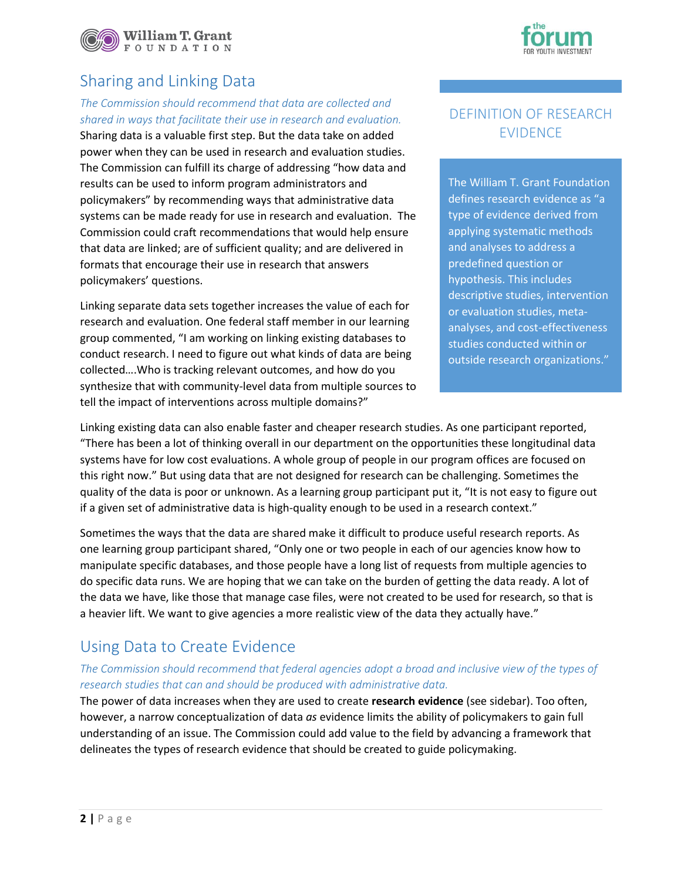## Sharing and Linking Data

*The Commission should recommend that data are collected and shared in ways that facilitate their use in research and evaluation.*

Sharing data is a valuable first step. But the data take on added power when they can be used in research and evaluation studies. The Commission can fulfill its charge of addressing "how data and results can be used to inform program administrators and policymakers" by recommending ways that administrative data systems can be made ready for use in research and evaluation. The Commission could craft recommendations that would help ensure that data are linked; are of sufficient quality; and are delivered in formats that encourage their use in research that answers policymakers' questions.

Linking separate data sets together increases the value of each for research and evaluation. One federal staff member in our learning group commented, "I am working on linking existing databases to conduct research. I need to figure out what kinds of data are being collected….Who is tracking relevant outcomes, and how do you synthesize that with community-level data from multiple sources to tell the impact of interventions across multiple domains?"

### DEFINITION OF RESEARCH EVIDENCE

The William T. Grant Foundation defines research evidence as "a type of evidence derived from applying systematic methods and analyses to address a predefined question or hypothesis. This includes descriptive studies, intervention or evaluation studies, meta-analyses, and cost-effectiveness studies conducted within or outside research organizations."

Linking existing data can also enable faster and cheaper research studies. As one participant reported, "There has been a lot of thinking overall in our department on the opportunities these longitudinal data systems have for low cost evaluations. A whole group of people in our program offices are focused on this right now." But using data that are not designed for research can be challenging. Sometimes the quality of the data is poor or unknown. As a learning group participant put it, "It is not easy to figure out if a given set of administrative data is high-quality enough to be used in a research context."

Sometimes the ways that the data are shared make it difficult to produce useful research reports. As one learning group participant shared, "Only one or two people in each of our agencies know how to manipulate specific databases, and those people have a long list of requests from multiple agencies to do specific data runs. We are hoping that we can take on the burden of getting the data ready. A lot of the data we have, like those that manage case files, were not created to be used for research, so that is a heavier lift. We want to give agencies a more realistic view of the data they actually have."

## Using Data to Create Evidence

*The Commission should recommend that federal agencies adopt a broad and inclusive view of the types of research studies that can and should be produced with administrative data.*

The power of data increases when they are used to create **research evidence** (see sidebar). Too often, however, a narrow conceptualization of data *as* evidence limits the ability of policymakers to gain full understanding of an issue. The Commission could add value to the field by advancing a framework that delineates the types of research evidence that should be created to guide policymaking.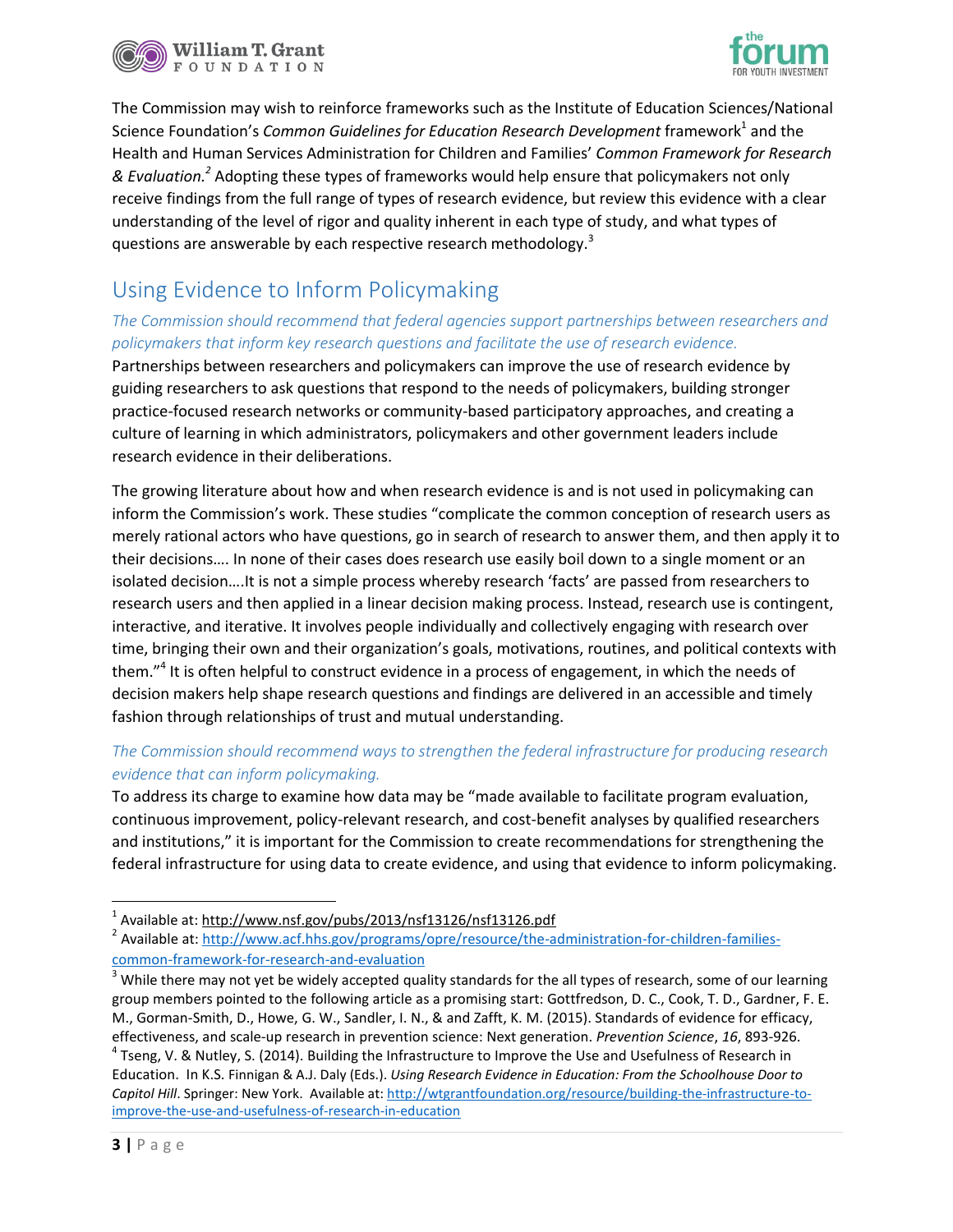The Commission may wish to reinforce frameworks such as the Institute of Education Sciences/National Science Foundation's *Common Guidelines for Education Research Development* framework[1] and the Health and Human Services Administration for Children and Families' *Common Framework for Research & Evaluation.*[2] Adopting these types of frameworks would help ensure that policymakers not only receive findings from the full range of types of research evidence, but review this evidence with a clear understanding of the level of rigor and quality inherent in each type of study, and what types of questions are answerable by each respective research methodology.[3]

## Using Evidence to Inform Policymaking

*The Commission should recommend that federal agencies support partnerships between researchers and policymakers that inform key research questions and facilitate the use of research evidence.*

Partnerships between researchers and policymakers can improve the use of research evidence by guiding researchers to ask questions that respond to the needs of policymakers, building stronger practice-focused research networks or community-based participatory approaches, and creating a culture of learning in which administrators, policymakers and other government leaders include research evidence in their deliberations.

The growing literature about how and when research evidence is and is not used in policymaking can inform the Commission's work. These studies "complicate the common conception of research users as merely rational actors who have questions, go in search of research to answer them, and then apply it to their decisions…. In none of their cases does research use easily boil down to a single moment or an isolated decision….It is not a simple process whereby research 'facts' are passed from researchers to research users and then applied in a linear decision making process. Instead, research use is contingent, interactive, and iterative. It involves people individually and collectively engaging with research over time, bringing their own and their organization's goals, motivations, routines, and political contexts with them."[4] It is often helpful to construct evidence in a process of engagement, in which the needs of decision makers help shape research questions and findings are delivered in an accessible and timely fashion through relationships of trust and mutual understanding.

*The Commission should recommend ways to strengthen the federal infrastructure for producing research evidence that can inform policymaking.*

To address its charge to examine how data may be "made available to facilitate program evaluation, continuous improvement, policy-relevant research, and cost-benefit analyses by qualified researchers and institutions," it is important for the Commission to create recommendations for strengthening the federal infrastructure for using data to create evidence, and using that evidence to inform policymaking.

---

[1] Available at: http://www.nsf.gov/pubs/2013/nsf13126/nsf13126.pdf

[2] Available at: http://www.acf.hhs.gov/programs/opre/resource/the-administration-for-children-families-common-framework-for-research-and-evaluation

[3] While there may not yet be widely accepted quality standards for the all types of research, some of our learning group members pointed to the following article as a promising start: Gottfredson, D. C., Cook, T. D., Gardner, F. E. M., Gorman-Smith, D., Howe, G. W., Sandler, I. N., & and Zafft, K. M. (2015). Standards of evidence for efficacy, effectiveness, and scale-up research in prevention science: Next generation. *Prevention Science*, *16*, 893-926.

[4] Tseng, V. & Nutley, S. (2014). Building the Infrastructure to Improve the Use and Usefulness of Research in Education. In K.S. Finnigan & A.J. Daly (Eds.). *Using Research Evidence in Education: From the Schoolhouse Door to Capitol Hill*. Springer: New York. Available at: http://wtgrantfoundation.org/resource/building-the-infrastructure-to-improve-the-use-and-usefulness-of-research-in-education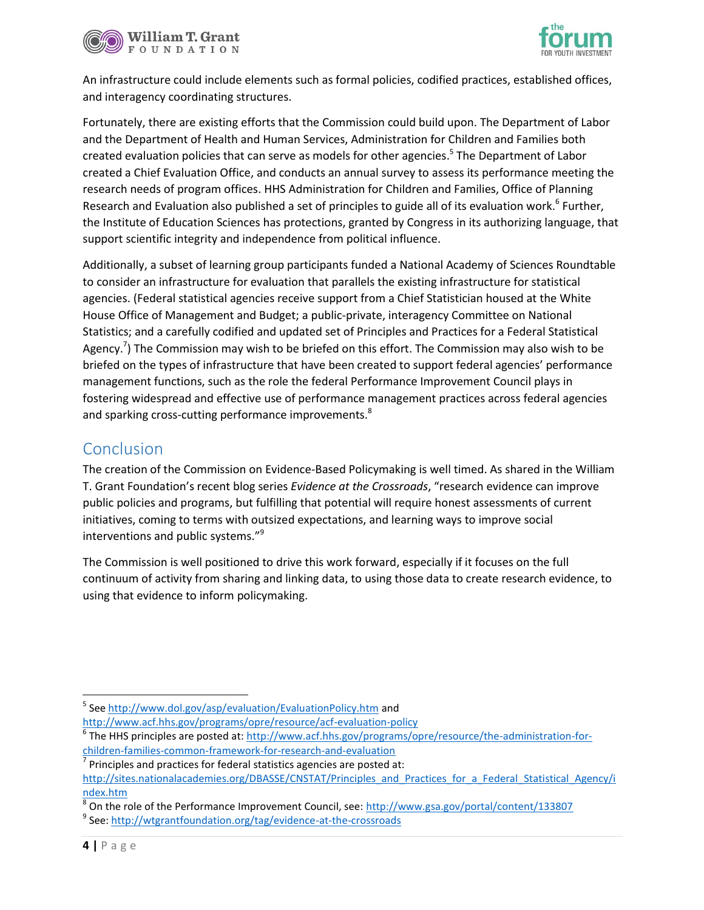An infrastructure could include elements such as formal policies, codified practices, established offices, and interagency coordinating structures.

Fortunately, there are existing efforts that the Commission could build upon. The Department of Labor and the Department of Health and Human Services, Administration for Children and Families both created evaluation policies that can serve as models for other agencies.[5] The Department of Labor created a Chief Evaluation Office, and conducts an annual survey to assess its performance meeting the research needs of program offices. HHS Administration for Children and Families, Office of Planning Research and Evaluation also published a set of principles to guide all of its evaluation work.[6] Further, the Institute of Education Sciences has protections, granted by Congress in its authorizing language, that support scientific integrity and independence from political influence.

Additionally, a subset of learning group participants funded a National Academy of Sciences Roundtable to consider an infrastructure for evaluation that parallels the existing infrastructure for statistical agencies. (Federal statistical agencies receive support from a Chief Statistician housed at the White House Office of Management and Budget; a public-private, interagency Committee on National Statistics; and a carefully codified and updated set of Principles and Practices for a Federal Statistical Agency.[7]) The Commission may wish to be briefed on this effort. The Commission may also wish to be briefed on the types of infrastructure that have been created to support federal agencies' performance management functions, such as the role the federal Performance Improvement Council plays in fostering widespread and effective use of performance management practices across federal agencies and sparking cross-cutting performance improvements.[8]

## Conclusion

The creation of the Commission on Evidence-Based Policymaking is well timed. As shared in the William T. Grant Foundation's recent blog series *Evidence at the Crossroads*, "research evidence can improve public policies and programs, but fulfilling that potential will require honest assessments of current initiatives, coming to terms with outsized expectations, and learning ways to improve social interventions and public systems."[9]

The Commission is well positioned to drive this work forward, especially if it focuses on the full continuum of activity from sharing and linking data, to using those data to create research evidence, to using that evidence to inform policymaking.

---

[5] See http://www.dol.gov/asp/evaluation/EvaluationPolicy.htm and http://www.acf.hhs.gov/programs/opre/resource/acf-evaluation-policy

[6] The HHS principles are posted at: http://www.acf.hhs.gov/programs/opre/resource/the-administration-for-children-families-common-framework-for-research-and-evaluation

[7] Principles and practices for federal statistics agencies are posted at: http://sites.nationalacademies.org/DBASSE/CNSTAT/Principles_and_Practices_for_a_Federal_Statistical_Agency/index.htm

[8] On the role of the Performance Improvement Council, see: http://www.gsa.gov/portal/content/133807

[9] See: http://wtgrantfoundation.org/tag/evidence-at-the-crossroads